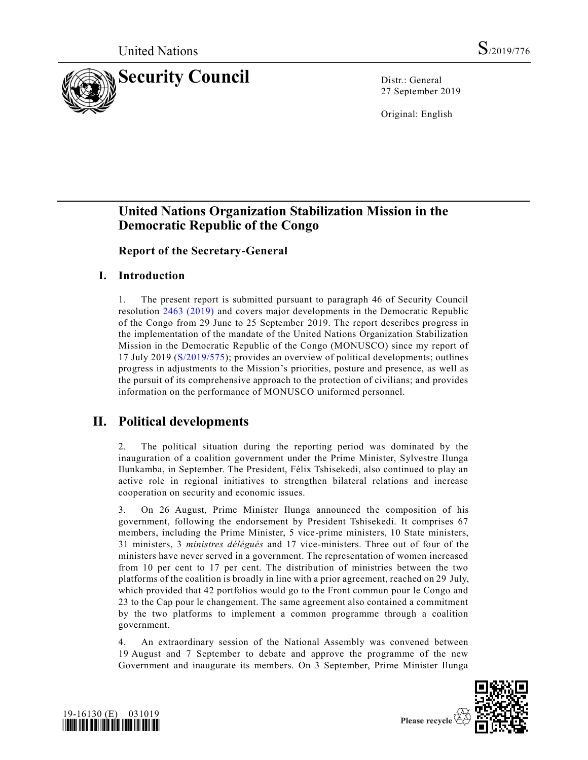United Nations S/2019/776

# Security Council

Distr.: General
27 September 2019

Original: English

## United Nations Organization Stabilization Mission in the Democratic Republic of the Congo

### Report of the Secretary-General

## I. Introduction

1. The present report is submitted pursuant to paragraph 46 of Security Council resolution 2463 (2019) and covers major developments in the Democratic Republic of the Congo from 29 June to 25 September 2019. The report describes progress in the implementation of the mandate of the United Nations Organization Stabilization Mission in the Democratic Republic of the Congo (MONUSCO) since my report of 17 July 2019 (S/2019/575); provides an overview of political developments; outlines progress in adjustments to the Mission's priorities, posture and presence, as well as the pursuit of its comprehensive approach to the protection of civilians; and provides information on the performance of MONUSCO uniformed personnel.

## II. Political developments

2. The political situation during the reporting period was dominated by the inauguration of a coalition government under the Prime Minister, Sylvestre Ilunga Ilunkamba, in September. The President, Félix Tshisekedi, also continued to play an active role in regional initiatives to strengthen bilateral relations and increase cooperation on security and economic issues.

3. On 26 August, Prime Minister Ilunga announced the composition of his government, following the endorsement by President Tshisekedi. It comprises 67 members, including the Prime Minister, 5 vice-prime ministers, 10 State ministers, 31 ministers, 3 *ministres délégués* and 17 vice-ministers. Three out of four of the ministers have never served in a government. The representation of women increased from 10 per cent to 17 per cent. The distribution of ministries between the two platforms of the coalition is broadly in line with a prior agreement, reached on 29 July, which provided that 42 portfolios would go to the Front commun pour le Congo and 23 to the Cap pour le changement. The same agreement also contained a commitment by the two platforms to implement a common programme through a coalition government.

4. An extraordinary session of the National Assembly was convened between 19 August and 7 September to debate and approve the programme of the new Government and inaugurate its members. On 3 September, Prime Minister Ilunga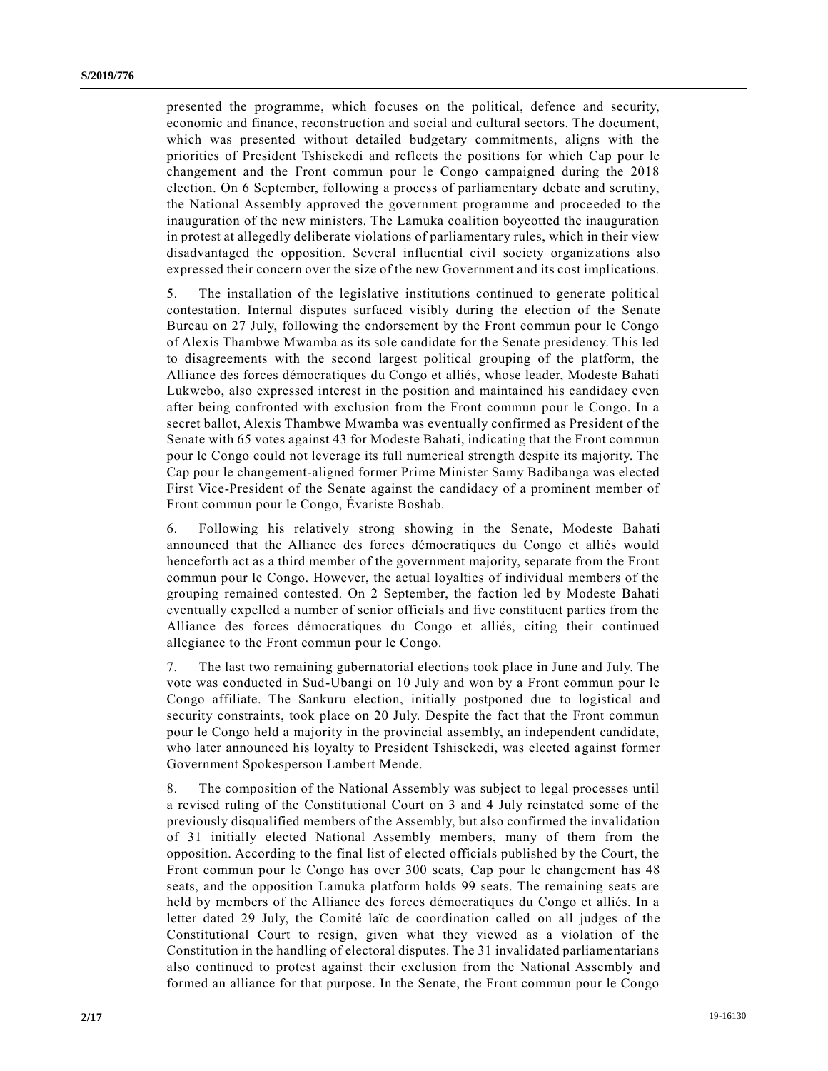presented the programme, which focuses on the political, defence and security, economic and finance, reconstruction and social and cultural sectors. The document, which was presented without detailed budgetary commitments, aligns with the priorities of President Tshisekedi and reflects the positions for which Cap pour le changement and the Front commun pour le Congo campaigned during the 2018 election. On 6 September, following a process of parliamentary debate and scrutiny, the National Assembly approved the government programme and proceeded to the inauguration of the new ministers. The Lamuka coalition boycotted the inauguration in protest at allegedly deliberate violations of parliamentary rules, which in their view disadvantaged the opposition. Several influential civil society organizations also expressed their concern over the size of the new Government and its cost implications.

5. The installation of the legislative institutions continued to generate political contestation. Internal disputes surfaced visibly during the election of the Senate Bureau on 27 July, following the endorsement by the Front commun pour le Congo of Alexis Thambwe Mwamba as its sole candidate for the Senate presidency. This led to disagreements with the second largest political grouping of the platform, the Alliance des forces démocratiques du Congo et alliés, whose leader, Modeste Bahati Lukwebo, also expressed interest in the position and maintained his candidacy even after being confronted with exclusion from the Front commun pour le Congo. In a secret ballot, Alexis Thambwe Mwamba was eventually confirmed as President of the Senate with 65 votes against 43 for Modeste Bahati, indicating that the Front commun pour le Congo could not leverage its full numerical strength despite its majority. The Cap pour le changement-aligned former Prime Minister Samy Badibanga was elected First Vice-President of the Senate against the candidacy of a prominent member of Front commun pour le Congo, Évariste Boshab.

6. Following his relatively strong showing in the Senate, Modeste Bahati announced that the Alliance des forces démocratiques du Congo et alliés would henceforth act as a third member of the government majority, separate from the Front commun pour le Congo. However, the actual loyalties of individual members of the grouping remained contested. On 2 September, the faction led by Modeste Bahati eventually expelled a number of senior officials and five constituent parties from the Alliance des forces démocratiques du Congo et alliés, citing their continued allegiance to the Front commun pour le Congo.

7. The last two remaining gubernatorial elections took place in June and July. The vote was conducted in Sud-Ubangi on 10 July and won by a Front commun pour le Congo affiliate. The Sankuru election, initially postponed due to logistical and security constraints, took place on 20 July. Despite the fact that the Front commun pour le Congo held a majority in the provincial assembly, an independent candidate, who later announced his loyalty to President Tshisekedi, was elected against former Government Spokesperson Lambert Mende.

8. The composition of the National Assembly was subject to legal processes until a revised ruling of the Constitutional Court on 3 and 4 July reinstated some of the previously disqualified members of the Assembly, but also confirmed the invalidation of 31 initially elected National Assembly members, many of them from the opposition. According to the final list of elected officials published by the Court, the Front commun pour le Congo has over 300 seats, Cap pour le changement has 48 seats, and the opposition Lamuka platform holds 99 seats. The remaining seats are held by members of the Alliance des forces démocratiques du Congo et alliés. In a letter dated 29 July, the Comité laïc de coordination called on all judges of the Constitutional Court to resign, given what they viewed as a violation of the Constitution in the handling of electoral disputes. The 31 invalidated parliamentarians also continued to protest against their exclusion from the National Assembly and formed an alliance for that purpose. In the Senate, the Front commun pour le Congo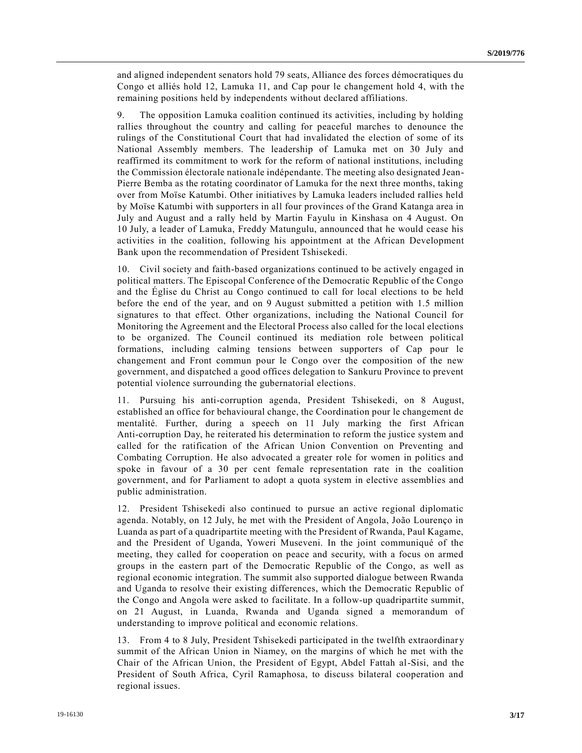and aligned independent senators hold 79 seats, Alliance des forces démocratiques du Congo et alliés hold 12, Lamuka 11, and Cap pour le changement hold 4, with the remaining positions held by independents without declared affiliations.

9. The opposition Lamuka coalition continued its activities, including by holding rallies throughout the country and calling for peaceful marches to denounce the rulings of the Constitutional Court that had invalidated the election of some of its National Assembly members. The leadership of Lamuka met on 30 July and reaffirmed its commitment to work for the reform of national institutions, including the Commission électorale nationale indépendante. The meeting also designated Jean-Pierre Bemba as the rotating coordinator of Lamuka for the next three months, taking over from Moïse Katumbi. Other initiatives by Lamuka leaders included rallies held by Moïse Katumbi with supporters in all four provinces of the Grand Katanga area in July and August and a rally held by Martin Fayulu in Kinshasa on 4 August. On 10 July, a leader of Lamuka, Freddy Matungulu, announced that he would cease his activities in the coalition, following his appointment at the African Development Bank upon the recommendation of President Tshisekedi.

10. Civil society and faith-based organizations continued to be actively engaged in political matters. The Episcopal Conference of the Democratic Republic of the Congo and the Église du Christ au Congo continued to call for local elections to be held before the end of the year, and on 9 August submitted a petition with 1.5 million signatures to that effect. Other organizations, including the National Council for Monitoring the Agreement and the Electoral Process also called for the local elections to be organized. The Council continued its mediation role between political formations, including calming tensions between supporters of Cap pour le changement and Front commun pour le Congo over the composition of the new government, and dispatched a good offices delegation to Sankuru Province to prevent potential violence surrounding the gubernatorial elections.

11. Pursuing his anti-corruption agenda, President Tshisekedi, on 8 August, established an office for behavioural change, the Coordination pour le changement de mentalité. Further, during a speech on 11 July marking the first African Anti-corruption Day, he reiterated his determination to reform the justice system and called for the ratification of the African Union Convention on Preventing and Combating Corruption. He also advocated a greater role for women in politics and spoke in favour of a 30 per cent female representation rate in the coalition government, and for Parliament to adopt a quota system in elective assemblies and public administration.

12. President Tshisekedi also continued to pursue an active regional diplomatic agenda. Notably, on 12 July, he met with the President of Angola, João Lourenço in Luanda as part of a quadripartite meeting with the President of Rwanda, Paul Kagame, and the President of Uganda, Yoweri Museveni. In the joint communiqué of the meeting, they called for cooperation on peace and security, with a focus on armed groups in the eastern part of the Democratic Republic of the Congo, as well as regional economic integration. The summit also supported dialogue between Rwanda and Uganda to resolve their existing differences, which the Democratic Republic of the Congo and Angola were asked to facilitate. In a follow-up quadripartite summit, on 21 August, in Luanda, Rwanda and Uganda signed a memorandum of understanding to improve political and economic relations.

13. From 4 to 8 July, President Tshisekedi participated in the twelfth extraordinary summit of the African Union in Niamey, on the margins of which he met with the Chair of the African Union, the President of Egypt, Abdel Fattah al-Sisi, and the President of South Africa, Cyril Ramaphosa, to discuss bilateral cooperation and regional issues.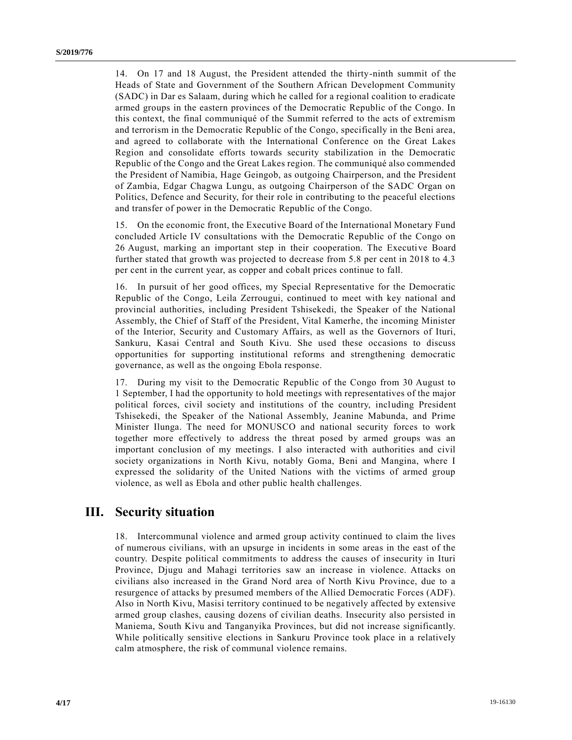14. On 17 and 18 August, the President attended the thirty-ninth summit of the Heads of State and Government of the Southern African Development Community (SADC) in Dar es Salaam, during which he called for a regional coalition to eradicate armed groups in the eastern provinces of the Democratic Republic of the Congo. In this context, the final communiqué of the Summit referred to the acts of extremism and terrorism in the Democratic Republic of the Congo, specifically in the Beni area, and agreed to collaborate with the International Conference on the Great Lakes Region and consolidate efforts towards security stabilization in the Democratic Republic of the Congo and the Great Lakes region. The communiqué also commended the President of Namibia, Hage Geingob, as outgoing Chairperson, and the President of Zambia, Edgar Chagwa Lungu, as outgoing Chairperson of the SADC Organ on Politics, Defence and Security, for their role in contributing to the peaceful elections and transfer of power in the Democratic Republic of the Congo.

15. On the economic front, the Executive Board of the International Monetary Fund concluded Article IV consultations with the Democratic Republic of the Congo on 26 August, marking an important step in their cooperation. The Executive Board further stated that growth was projected to decrease from 5.8 per cent in 2018 to 4.3 per cent in the current year, as copper and cobalt prices continue to fall.

16. In pursuit of her good offices, my Special Representative for the Democratic Republic of the Congo, Leila Zerrougui, continued to meet with key national and provincial authorities, including President Tshisekedi, the Speaker of the National Assembly, the Chief of Staff of the President, Vital Kamerhe, the incoming Minister of the Interior, Security and Customary Affairs, as well as the Governors of Ituri, Sankuru, Kasai Central and South Kivu. She used these occasions to discuss opportunities for supporting institutional reforms and strengthening democratic governance, as well as the ongoing Ebola response.

17. During my visit to the Democratic Republic of the Congo from 30 August to 1 September, I had the opportunity to hold meetings with representatives of the major political forces, civil society and institutions of the country, including President Tshisekedi, the Speaker of the National Assembly, Jeanine Mabunda, and Prime Minister Ilunga. The need for MONUSCO and national security forces to work together more effectively to address the threat posed by armed groups was an important conclusion of my meetings. I also interacted with authorities and civil society organizations in North Kivu, notably Goma, Beni and Mangina, where I expressed the solidarity of the United Nations with the victims of armed group violence, as well as Ebola and other public health challenges.

# III. Security situation

18. Intercommunal violence and armed group activity continued to claim the lives of numerous civilians, with an upsurge in incidents in some areas in the east of the country. Despite political commitments to address the causes of insecurity in Ituri Province, Djugu and Mahagi territories saw an increase in violence. Attacks on civilians also increased in the Grand Nord area of North Kivu Province, due to a resurgence of attacks by presumed members of the Allied Democratic Forces (ADF). Also in North Kivu, Masisi territory continued to be negatively affected by extensive armed group clashes, causing dozens of civilian deaths. Insecurity also persisted in Maniema, South Kivu and Tanganyika Provinces, but did not increase significantly. While politically sensitive elections in Sankuru Province took place in a relatively calm atmosphere, the risk of communal violence remains.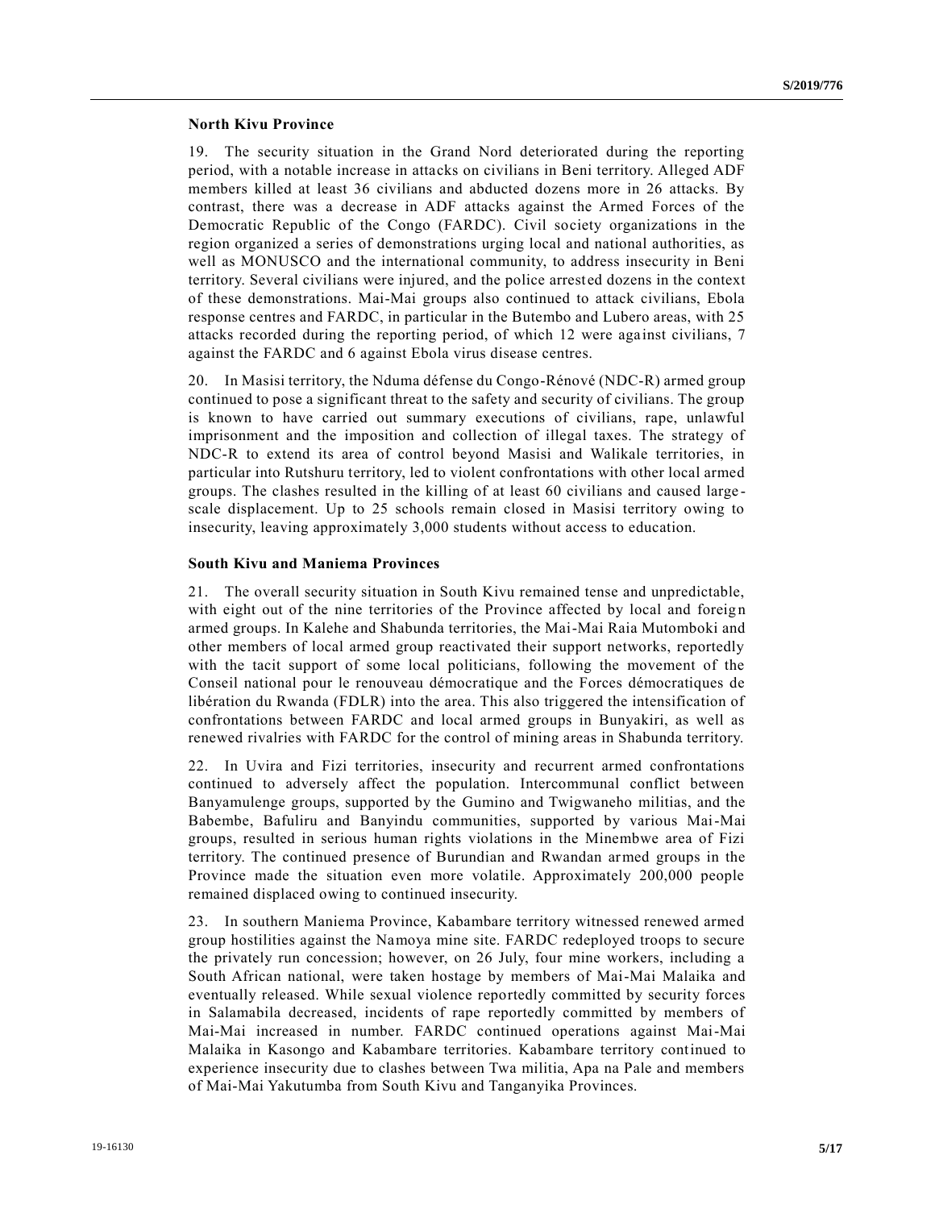### North Kivu Province

19. The security situation in the Grand Nord deteriorated during the reporting period, with a notable increase in attacks on civilians in Beni territory. Alleged ADF members killed at least 36 civilians and abducted dozens more in 26 attacks. By contrast, there was a decrease in ADF attacks against the Armed Forces of the Democratic Republic of the Congo (FARDC). Civil society organizations in the region organized a series of demonstrations urging local and national authorities, as well as MONUSCO and the international community, to address insecurity in Beni territory. Several civilians were injured, and the police arrested dozens in the context of these demonstrations. Mai-Mai groups also continued to attack civilians, Ebola response centres and FARDC, in particular in the Butembo and Lubero areas, with 25 attacks recorded during the reporting period, of which 12 were against civilians, 7 against the FARDC and 6 against Ebola virus disease centres.

20. In Masisi territory, the Nduma défense du Congo-Rénové (NDC-R) armed group continued to pose a significant threat to the safety and security of civilians. The group is known to have carried out summary executions of civilians, rape, unlawful imprisonment and the imposition and collection of illegal taxes. The strategy of NDC-R to extend its area of control beyond Masisi and Walikale territories, in particular into Rutshuru territory, led to violent confrontations with other local armed groups. The clashes resulted in the killing of at least 60 civilians and caused large-scale displacement. Up to 25 schools remain closed in Masisi territory owing to insecurity, leaving approximately 3,000 students without access to education.

### South Kivu and Maniema Provinces

21. The overall security situation in South Kivu remained tense and unpredictable, with eight out of the nine territories of the Province affected by local and foreign armed groups. In Kalehe and Shabunda territories, the Mai-Mai Raia Mutomboki and other members of local armed group reactivated their support networks, reportedly with the tacit support of some local politicians, following the movement of the Conseil national pour le renouveau démocratique and the Forces démocratiques de libération du Rwanda (FDLR) into the area. This also triggered the intensification of confrontations between FARDC and local armed groups in Bunyakiri, as well as renewed rivalries with FARDC for the control of mining areas in Shabunda territory.

22. In Uvira and Fizi territories, insecurity and recurrent armed confrontations continued to adversely affect the population. Intercommunal conflict between Banyamulenge groups, supported by the Gumino and Twigwaneho militias, and the Babembe, Bafuliru and Banyindu communities, supported by various Mai-Mai groups, resulted in serious human rights violations in the Minembwe area of Fizi territory. The continued presence of Burundian and Rwandan armed groups in the Province made the situation even more volatile. Approximately 200,000 people remained displaced owing to continued insecurity.

23. In southern Maniema Province, Kabambare territory witnessed renewed armed group hostilities against the Namoya mine site. FARDC redeployed troops to secure the privately run concession; however, on 26 July, four mine workers, including a South African national, were taken hostage by members of Mai-Mai Malaika and eventually released. While sexual violence reportedly committed by security forces in Salamabila decreased, incidents of rape reportedly committed by members of Mai-Mai increased in number. FARDC continued operations against Mai-Mai Malaika in Kasongo and Kabambare territories. Kabambare territory continued to experience insecurity due to clashes between Twa militia, Apa na Pale and members of Mai-Mai Yakutumba from South Kivu and Tanganyika Provinces.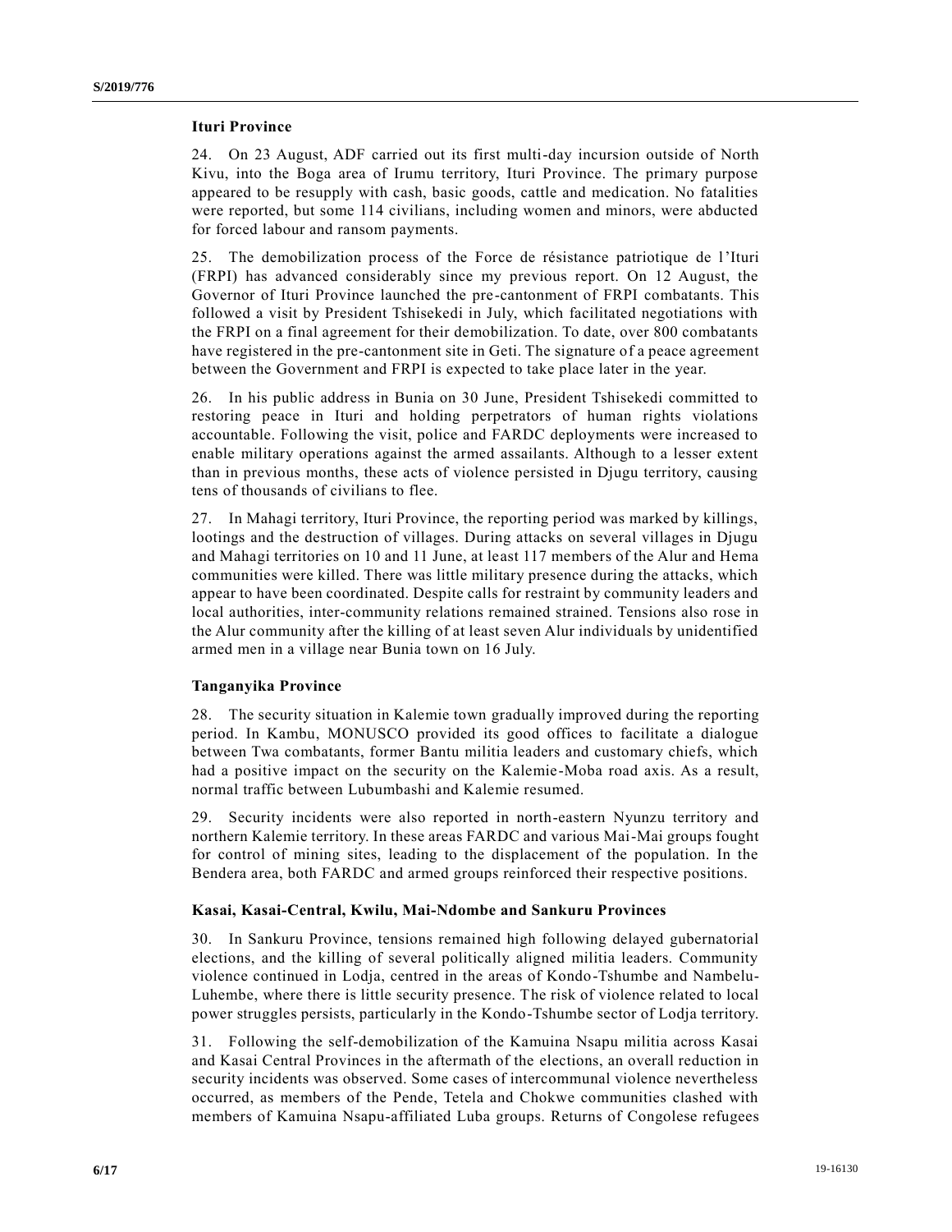### Ituri Province

24. On 23 August, ADF carried out its first multi-day incursion outside of North Kivu, into the Boga area of Irumu territory, Ituri Province. The primary purpose appeared to be resupply with cash, basic goods, cattle and medication. No fatalities were reported, but some 114 civilians, including women and minors, were abducted for forced labour and ransom payments.

25. The demobilization process of the Force de résistance patriotique de l'Ituri (FRPI) has advanced considerably since my previous report. On 12 August, the Governor of Ituri Province launched the pre-cantonment of FRPI combatants. This followed a visit by President Tshisekedi in July, which facilitated negotiations with the FRPI on a final agreement for their demobilization. To date, over 800 combatants have registered in the pre-cantonment site in Geti. The signature of a peace agreement between the Government and FRPI is expected to take place later in the year.

26. In his public address in Bunia on 30 June, President Tshisekedi committed to restoring peace in Ituri and holding perpetrators of human rights violations accountable. Following the visit, police and FARDC deployments were increased to enable military operations against the armed assailants. Although to a lesser extent than in previous months, these acts of violence persisted in Djugu territory, causing tens of thousands of civilians to flee.

27. In Mahagi territory, Ituri Province, the reporting period was marked by killings, lootings and the destruction of villages. During attacks on several villages in Djugu and Mahagi territories on 10 and 11 June, at least 117 members of the Alur and Hema communities were killed. There was little military presence during the attacks, which appear to have been coordinated. Despite calls for restraint by community leaders and local authorities, inter-community relations remained strained. Tensions also rose in the Alur community after the killing of at least seven Alur individuals by unidentified armed men in a village near Bunia town on 16 July.

### Tanganyika Province

28. The security situation in Kalemie town gradually improved during the reporting period. In Kambu, MONUSCO provided its good offices to facilitate a dialogue between Twa combatants, former Bantu militia leaders and customary chiefs, which had a positive impact on the security on the Kalemie-Moba road axis. As a result, normal traffic between Lubumbashi and Kalemie resumed.

29. Security incidents were also reported in north-eastern Nyunzu territory and northern Kalemie territory. In these areas FARDC and various Mai-Mai groups fought for control of mining sites, leading to the displacement of the population. In the Bendera area, both FARDC and armed groups reinforced their respective positions.

### Kasai, Kasai-Central, Kwilu, Mai-Ndombe and Sankuru Provinces

30. In Sankuru Province, tensions remained high following delayed gubernatorial elections, and the killing of several politically aligned militia leaders. Community violence continued in Lodja, centred in the areas of Kondo-Tshumbe and Nambelu-Luhembe, where there is little security presence. The risk of violence related to local power struggles persists, particularly in the Kondo-Tshumbe sector of Lodja territory.

31. Following the self-demobilization of the Kamuina Nsapu militia across Kasai and Kasai Central Provinces in the aftermath of the elections, an overall reduction in security incidents was observed. Some cases of intercommunal violence nevertheless occurred, as members of the Pende, Tetela and Chokwe communities clashed with members of Kamuina Nsapu-affiliated Luba groups. Returns of Congolese refugees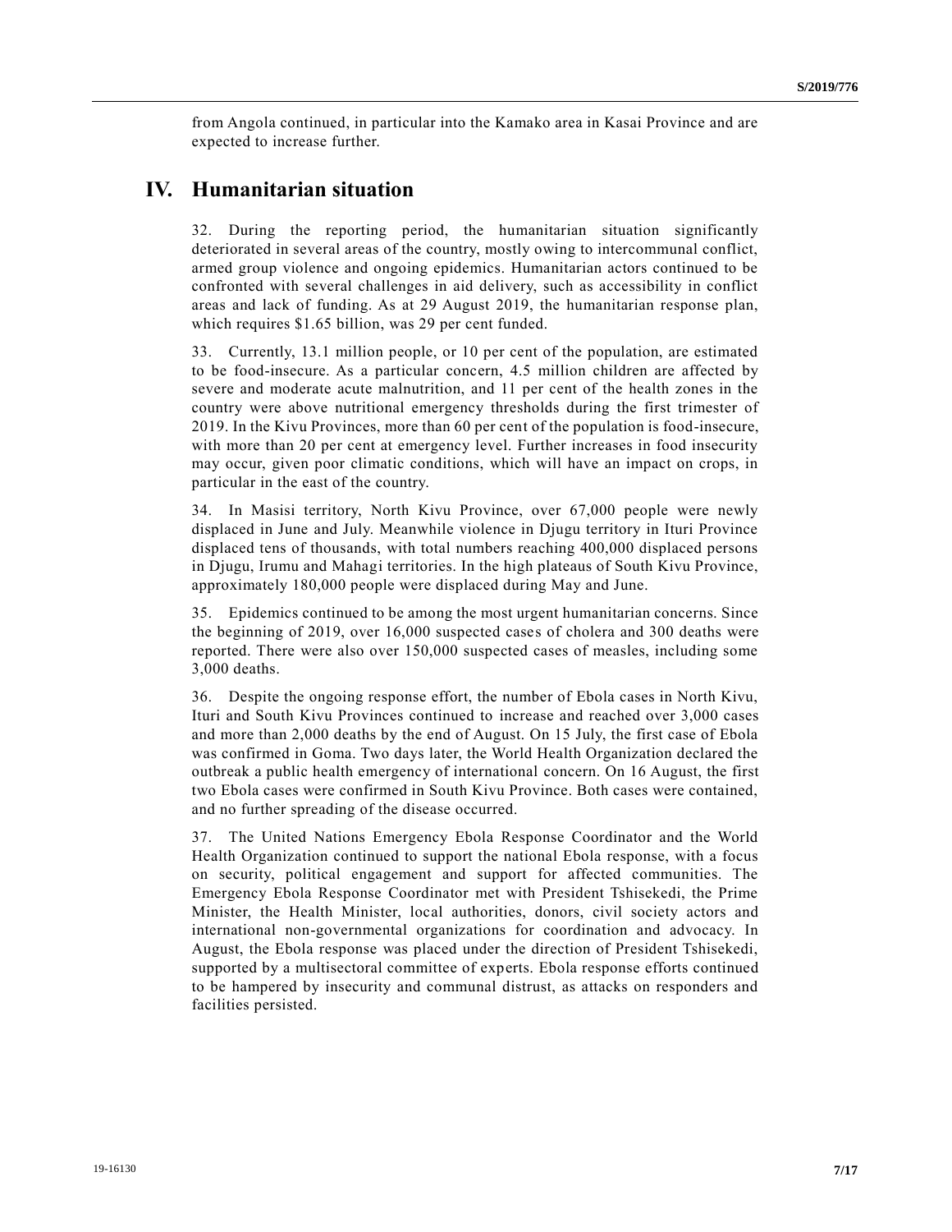from Angola continued, in particular into the Kamako area in Kasai Province and are expected to increase further.

## IV. Humanitarian situation

32. During the reporting period, the humanitarian situation significantly deteriorated in several areas of the country, mostly owing to intercommunal conflict, armed group violence and ongoing epidemics. Humanitarian actors continued to be confronted with several challenges in aid delivery, such as accessibility in conflict areas and lack of funding. As at 29 August 2019, the humanitarian response plan, which requires $1.65 billion, was 29 per cent funded.

33. Currently, 13.1 million people, or 10 per cent of the population, are estimated to be food-insecure. As a particular concern, 4.5 million children are affected by severe and moderate acute malnutrition, and 11 per cent of the health zones in the country were above nutritional emergency thresholds during the first trimester of 2019. In the Kivu Provinces, more than 60 per cent of the population is food-insecure, with more than 20 per cent at emergency level. Further increases in food insecurity may occur, given poor climatic conditions, which will have an impact on crops, in particular in the east of the country.

34. In Masisi territory, North Kivu Province, over 67,000 people were newly displaced in June and July. Meanwhile violence in Djugu territory in Ituri Province displaced tens of thousands, with total numbers reaching 400,000 displaced persons in Djugu, Irumu and Mahagi territories. In the high plateaus of South Kivu Province, approximately 180,000 people were displaced during May and June.

35. Epidemics continued to be among the most urgent humanitarian concerns. Since the beginning of 2019, over 16,000 suspected cases of cholera and 300 deaths were reported. There were also over 150,000 suspected cases of measles, including some 3,000 deaths.

36. Despite the ongoing response effort, the number of Ebola cases in North Kivu, Ituri and South Kivu Provinces continued to increase and reached over 3,000 cases and more than 2,000 deaths by the end of August. On 15 July, the first case of Ebola was confirmed in Goma. Two days later, the World Health Organization declared the outbreak a public health emergency of international concern. On 16 August, the first two Ebola cases were confirmed in South Kivu Province. Both cases were contained, and no further spreading of the disease occurred.

37. The United Nations Emergency Ebola Response Coordinator and the World Health Organization continued to support the national Ebola response, with a focus on security, political engagement and support for affected communities. The Emergency Ebola Response Coordinator met with President Tshisekedi, the Prime Minister, the Health Minister, local authorities, donors, civil society actors and international non-governmental organizations for coordination and advocacy. In August, the Ebola response was placed under the direction of President Tshisekedi, supported by a multisectoral committee of experts. Ebola response efforts continued to be hampered by insecurity and communal distrust, as attacks on responders and facilities persisted.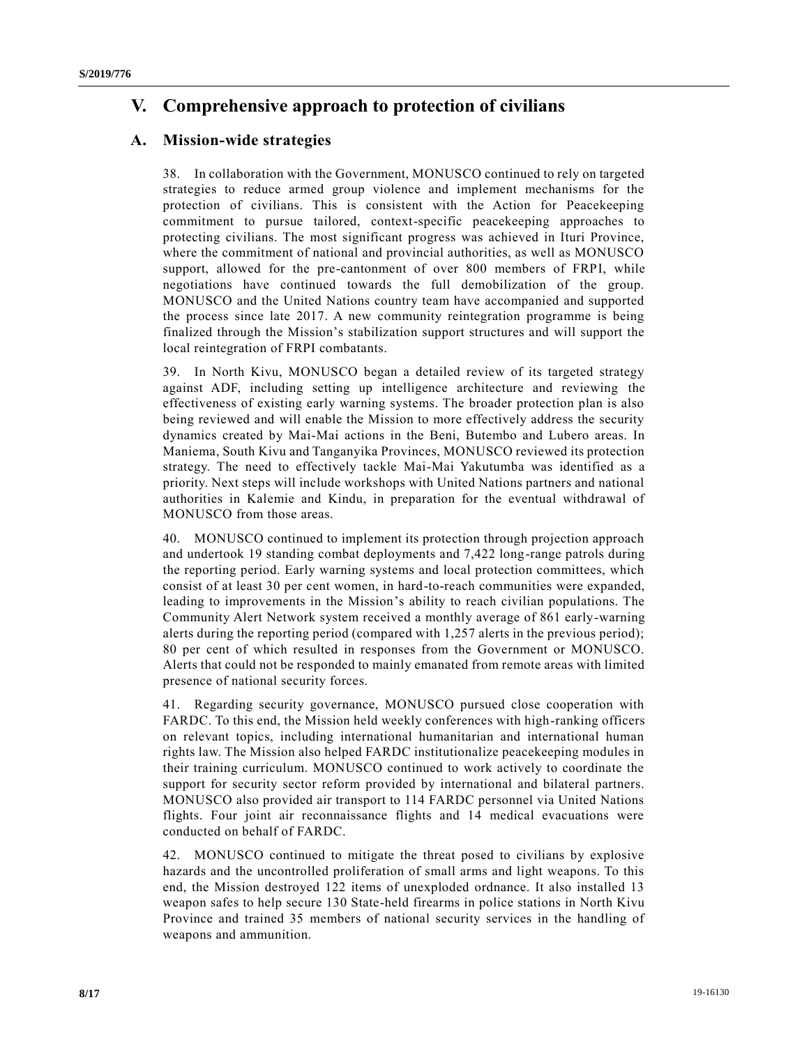## V. Comprehensive approach to protection of civilians

### A. Mission-wide strategies

38. In collaboration with the Government, MONUSCO continued to rely on targeted strategies to reduce armed group violence and implement mechanisms for the protection of civilians. This is consistent with the Action for Peacekeeping commitment to pursue tailored, context-specific peacekeeping approaches to protecting civilians. The most significant progress was achieved in Ituri Province, where the commitment of national and provincial authorities, as well as MONUSCO support, allowed for the pre-cantonment of over 800 members of FRPI, while negotiations have continued towards the full demobilization of the group. MONUSCO and the United Nations country team have accompanied and supported the process since late 2017. A new community reintegration programme is being finalized through the Mission's stabilization support structures and will support the local reintegration of FRPI combatants.

39. In North Kivu, MONUSCO began a detailed review of its targeted strategy against ADF, including setting up intelligence architecture and reviewing the effectiveness of existing early warning systems. The broader protection plan is also being reviewed and will enable the Mission to more effectively address the security dynamics created by Mai-Mai actions in the Beni, Butembo and Lubero areas. In Maniema, South Kivu and Tanganyika Provinces, MONUSCO reviewed its protection strategy. The need to effectively tackle Mai-Mai Yakutumba was identified as a priority. Next steps will include workshops with United Nations partners and national authorities in Kalemie and Kindu, in preparation for the eventual withdrawal of MONUSCO from those areas.

40. MONUSCO continued to implement its protection through projection approach and undertook 19 standing combat deployments and 7,422 long-range patrols during the reporting period. Early warning systems and local protection committees, which consist of at least 30 per cent women, in hard-to-reach communities were expanded, leading to improvements in the Mission's ability to reach civilian populations. The Community Alert Network system received a monthly average of 861 early-warning alerts during the reporting period (compared with 1,257 alerts in the previous period); 80 per cent of which resulted in responses from the Government or MONUSCO. Alerts that could not be responded to mainly emanated from remote areas with limited presence of national security forces.

41. Regarding security governance, MONUSCO pursued close cooperation with FARDC. To this end, the Mission held weekly conferences with high-ranking officers on relevant topics, including international humanitarian and international human rights law. The Mission also helped FARDC institutionalize peacekeeping modules in their training curriculum. MONUSCO continued to work actively to coordinate the support for security sector reform provided by international and bilateral partners. MONUSCO also provided air transport to 114 FARDC personnel via United Nations flights. Four joint air reconnaissance flights and 14 medical evacuations were conducted on behalf of FARDC.

42. MONUSCO continued to mitigate the threat posed to civilians by explosive hazards and the uncontrolled proliferation of small arms and light weapons. To this end, the Mission destroyed 122 items of unexploded ordnance. It also installed 13 weapon safes to help secure 130 State-held firearms in police stations in North Kivu Province and trained 35 members of national security services in the handling of weapons and ammunition.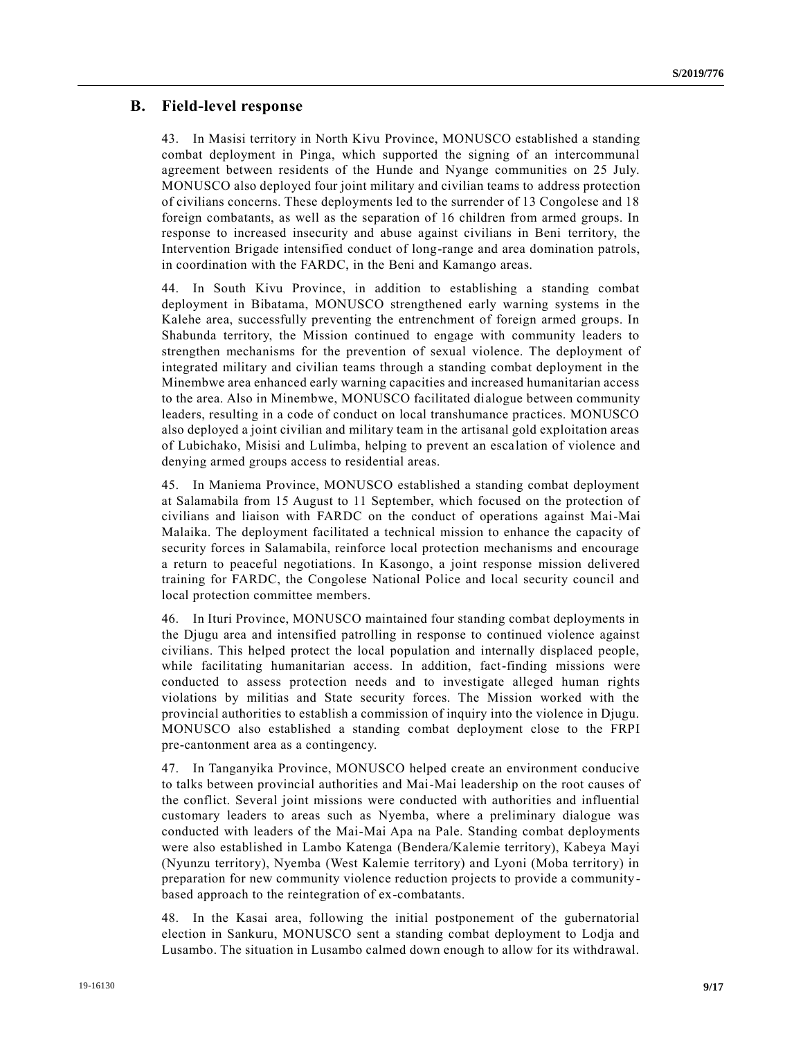## B. Field-level response

43. In Masisi territory in North Kivu Province, MONUSCO established a standing combat deployment in Pinga, which supported the signing of an intercommunal agreement between residents of the Hunde and Nyange communities on 25 July. MONUSCO also deployed four joint military and civilian teams to address protection of civilians concerns. These deployments led to the surrender of 13 Congolese and 18 foreign combatants, as well as the separation of 16 children from armed groups. In response to increased insecurity and abuse against civilians in Beni territory, the Intervention Brigade intensified conduct of long-range and area domination patrols, in coordination with the FARDC, in the Beni and Kamango areas.

44. In South Kivu Province, in addition to establishing a standing combat deployment in Bibatama, MONUSCO strengthened early warning systems in the Kalehe area, successfully preventing the entrenchment of foreign armed groups. In Shabunda territory, the Mission continued to engage with community leaders to strengthen mechanisms for the prevention of sexual violence. The deployment of integrated military and civilian teams through a standing combat deployment in the Minembwe area enhanced early warning capacities and increased humanitarian access to the area. Also in Minembwe, MONUSCO facilitated dialogue between community leaders, resulting in a code of conduct on local transhumance practices. MONUSCO also deployed a joint civilian and military team in the artisanal gold exploitation areas of Lubichako, Misisi and Lulimba, helping to prevent an escalation of violence and denying armed groups access to residential areas.

45. In Maniema Province, MONUSCO established a standing combat deployment at Salamabila from 15 August to 11 September, which focused on the protection of civilians and liaison with FARDC on the conduct of operations against Mai-Mai Malaika. The deployment facilitated a technical mission to enhance the capacity of security forces in Salamabila, reinforce local protection mechanisms and encourage a return to peaceful negotiations. In Kasongo, a joint response mission delivered training for FARDC, the Congolese National Police and local security council and local protection committee members.

46. In Ituri Province, MONUSCO maintained four standing combat deployments in the Djugu area and intensified patrolling in response to continued violence against civilians. This helped protect the local population and internally displaced people, while facilitating humanitarian access. In addition, fact-finding missions were conducted to assess protection needs and to investigate alleged human rights violations by militias and State security forces. The Mission worked with the provincial authorities to establish a commission of inquiry into the violence in Djugu. MONUSCO also established a standing combat deployment close to the FRPI pre-cantonment area as a contingency.

47. In Tanganyika Province, MONUSCO helped create an environment conducive to talks between provincial authorities and Mai-Mai leadership on the root causes of the conflict. Several joint missions were conducted with authorities and influential customary leaders to areas such as Nyemba, where a preliminary dialogue was conducted with leaders of the Mai-Mai Apa na Pale. Standing combat deployments were also established in Lambo Katenga (Bendera/Kalemie territory), Kabeya Mayi (Nyunzu territory), Nyemba (West Kalemie territory) and Lyoni (Moba territory) in preparation for new community violence reduction projects to provide a community-based approach to the reintegration of ex-combatants.

48. In the Kasai area, following the initial postponement of the gubernatorial election in Sankuru, MONUSCO sent a standing combat deployment to Lodja and Lusambo. The situation in Lusambo calmed down enough to allow for its withdrawal.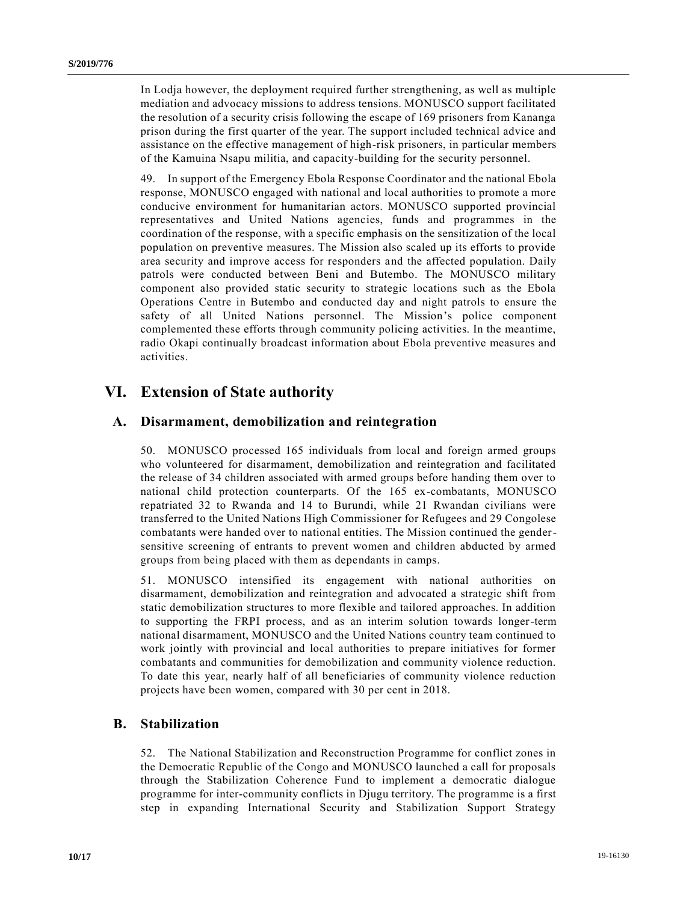In Lodja however, the deployment required further strengthening, as well as multiple mediation and advocacy missions to address tensions. MONUSCO support facilitated the resolution of a security crisis following the escape of 169 prisoners from Kananga prison during the first quarter of the year. The support included technical advice and assistance on the effective management of high-risk prisoners, in particular members of the Kamuina Nsapu militia, and capacity-building for the security personnel.

49. In support of the Emergency Ebola Response Coordinator and the national Ebola response, MONUSCO engaged with national and local authorities to promote a more conducive environment for humanitarian actors. MONUSCO supported provincial representatives and United Nations agencies, funds and programmes in the coordination of the response, with a specific emphasis on the sensitization of the local population on preventive measures. The Mission also scaled up its efforts to provide area security and improve access for responders and the affected population. Daily patrols were conducted between Beni and Butembo. The MONUSCO military component also provided static security to strategic locations such as the Ebola Operations Centre in Butembo and conducted day and night patrols to ensure the safety of all United Nations personnel. The Mission's police component complemented these efforts through community policing activities. In the meantime, radio Okapi continually broadcast information about Ebola preventive measures and activities.

# VI. Extension of State authority

## A. Disarmament, demobilization and reintegration

50. MONUSCO processed 165 individuals from local and foreign armed groups who volunteered for disarmament, demobilization and reintegration and facilitated the release of 34 children associated with armed groups before handing them over to national child protection counterparts. Of the 165 ex-combatants, MONUSCO repatriated 32 to Rwanda and 14 to Burundi, while 21 Rwandan civilians were transferred to the United Nations High Commissioner for Refugees and 29 Congolese combatants were handed over to national entities. The Mission continued the gender-sensitive screening of entrants to prevent women and children abducted by armed groups from being placed with them as dependants in camps.

51. MONUSCO intensified its engagement with national authorities on disarmament, demobilization and reintegration and advocated a strategic shift from static demobilization structures to more flexible and tailored approaches. In addition to supporting the FRPI process, and as an interim solution towards longer-term national disarmament, MONUSCO and the United Nations country team continued to work jointly with provincial and local authorities to prepare initiatives for former combatants and communities for demobilization and community violence reduction. To date this year, nearly half of all beneficiaries of community violence reduction projects have been women, compared with 30 per cent in 2018.

## B. Stabilization

52. The National Stabilization and Reconstruction Programme for conflict zones in the Democratic Republic of the Congo and MONUSCO launched a call for proposals through the Stabilization Coherence Fund to implement a democratic dialogue programme for inter-community conflicts in Djugu territory. The programme is a first step in expanding International Security and Stabilization Support Strategy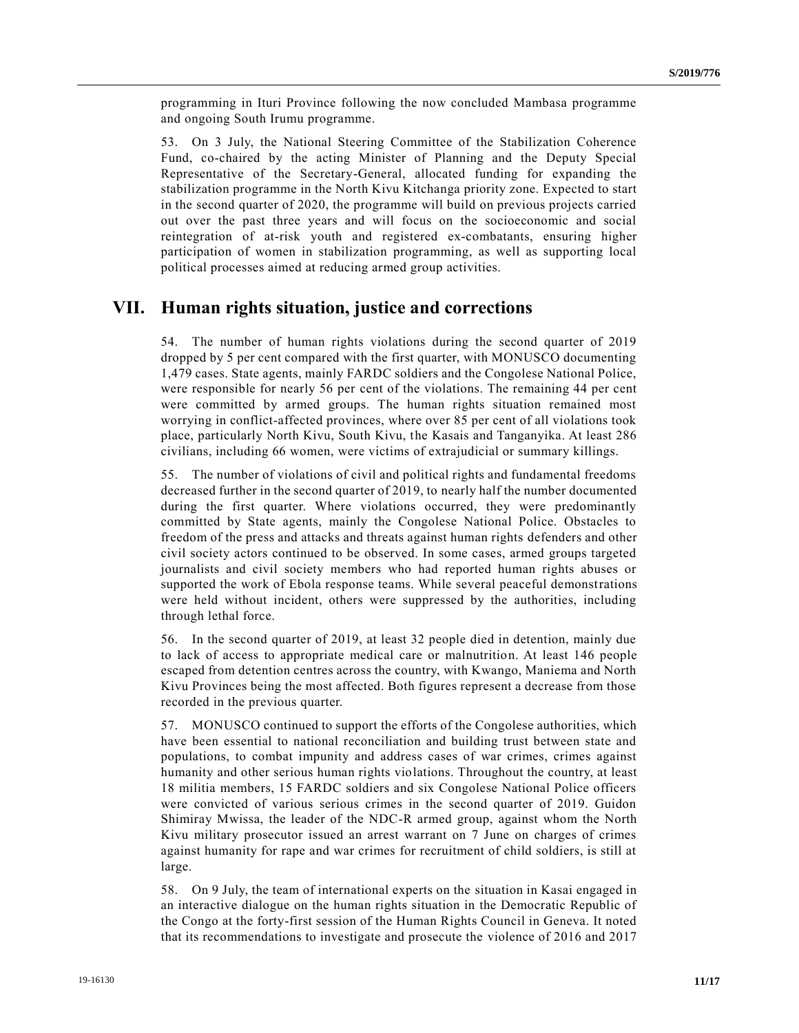programming in Ituri Province following the now concluded Mambasa programme and ongoing South Irumu programme.

53. On 3 July, the National Steering Committee of the Stabilization Coherence Fund, co-chaired by the acting Minister of Planning and the Deputy Special Representative of the Secretary-General, allocated funding for expanding the stabilization programme in the North Kivu Kitchanga priority zone. Expected to start in the second quarter of 2020, the programme will build on previous projects carried out over the past three years and will focus on the socioeconomic and social reintegration of at-risk youth and registered ex-combatants, ensuring higher participation of women in stabilization programming, as well as supporting local political processes aimed at reducing armed group activities.

## VII. Human rights situation, justice and corrections

54. The number of human rights violations during the second quarter of 2019 dropped by 5 per cent compared with the first quarter, with MONUSCO documenting 1,479 cases. State agents, mainly FARDC soldiers and the Congolese National Police, were responsible for nearly 56 per cent of the violations. The remaining 44 per cent were committed by armed groups. The human rights situation remained most worrying in conflict-affected provinces, where over 85 per cent of all violations took place, particularly North Kivu, South Kivu, the Kasais and Tanganyika. At least 286 civilians, including 66 women, were victims of extrajudicial or summary killings.

55. The number of violations of civil and political rights and fundamental freedoms decreased further in the second quarter of 2019, to nearly half the number documented during the first quarter. Where violations occurred, they were predominantly committed by State agents, mainly the Congolese National Police. Obstacles to freedom of the press and attacks and threats against human rights defenders and other civil society actors continued to be observed. In some cases, armed groups targeted journalists and civil society members who had reported human rights abuses or supported the work of Ebola response teams. While several peaceful demonstrations were held without incident, others were suppressed by the authorities, including through lethal force.

56. In the second quarter of 2019, at least 32 people died in detention, mainly due to lack of access to appropriate medical care or malnutrition. At least 146 people escaped from detention centres across the country, with Kwango, Maniema and North Kivu Provinces being the most affected. Both figures represent a decrease from those recorded in the previous quarter.

57. MONUSCO continued to support the efforts of the Congolese authorities, which have been essential to national reconciliation and building trust between state and populations, to combat impunity and address cases of war crimes, crimes against humanity and other serious human rights violations. Throughout the country, at least 18 militia members, 15 FARDC soldiers and six Congolese National Police officers were convicted of various serious crimes in the second quarter of 2019. Guidon Shimiray Mwissa, the leader of the NDC-R armed group, against whom the North Kivu military prosecutor issued an arrest warrant on 7 June on charges of crimes against humanity for rape and war crimes for recruitment of child soldiers, is still at large.

58. On 9 July, the team of international experts on the situation in Kasai engaged in an interactive dialogue on the human rights situation in the Democratic Republic of the Congo at the forty-first session of the Human Rights Council in Geneva. It noted that its recommendations to investigate and prosecute the violence of 2016 and 2017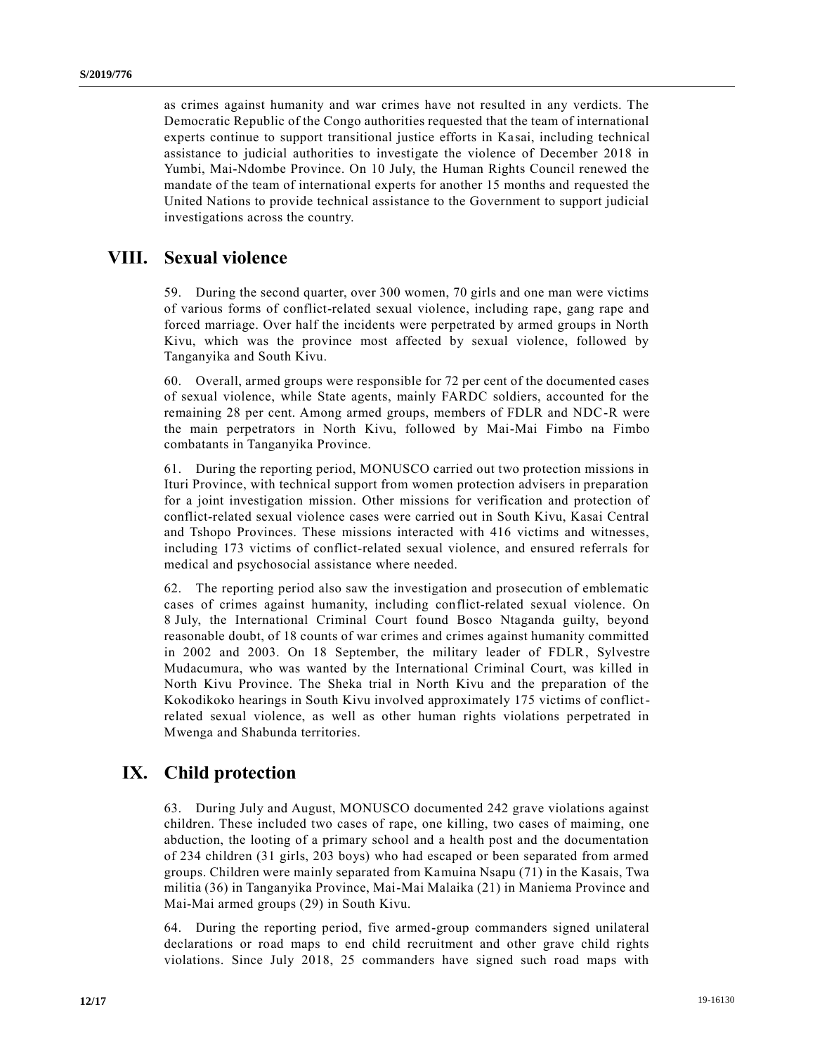as crimes against humanity and war crimes have not resulted in any verdicts. The Democratic Republic of the Congo authorities requested that the team of international experts continue to support transitional justice efforts in Kasai, including technical assistance to judicial authorities to investigate the violence of December 2018 in Yumbi, Mai-Ndombe Province. On 10 July, the Human Rights Council renewed the mandate of the team of international experts for another 15 months and requested the United Nations to provide technical assistance to the Government to support judicial investigations across the country.

## VIII. Sexual violence

59. During the second quarter, over 300 women, 70 girls and one man were victims of various forms of conflict-related sexual violence, including rape, gang rape and forced marriage. Over half the incidents were perpetrated by armed groups in North Kivu, which was the province most affected by sexual violence, followed by Tanganyika and South Kivu.

60. Overall, armed groups were responsible for 72 per cent of the documented cases of sexual violence, while State agents, mainly FARDC soldiers, accounted for the remaining 28 per cent. Among armed groups, members of FDLR and NDC-R were the main perpetrators in North Kivu, followed by Mai-Mai Fimbo na Fimbo combatants in Tanganyika Province.

61. During the reporting period, MONUSCO carried out two protection missions in Ituri Province, with technical support from women protection advisers in preparation for a joint investigation mission. Other missions for verification and protection of conflict-related sexual violence cases were carried out in South Kivu, Kasai Central and Tshopo Provinces. These missions interacted with 416 victims and witnesses, including 173 victims of conflict-related sexual violence, and ensured referrals for medical and psychosocial assistance where needed.

62. The reporting period also saw the investigation and prosecution of emblematic cases of crimes against humanity, including conflict-related sexual violence. On 8 July, the International Criminal Court found Bosco Ntaganda guilty, beyond reasonable doubt, of 18 counts of war crimes and crimes against humanity committed in 2002 and 2003. On 18 September, the military leader of FDLR, Sylvestre Mudacumura, who was wanted by the International Criminal Court, was killed in North Kivu Province. The Sheka trial in North Kivu and the preparation of the Kokodikoko hearings in South Kivu involved approximately 175 victims of conflict-related sexual violence, as well as other human rights violations perpetrated in Mwenga and Shabunda territories.

## IX. Child protection

63. During July and August, MONUSCO documented 242 grave violations against children. These included two cases of rape, one killing, two cases of maiming, one abduction, the looting of a primary school and a health post and the documentation of 234 children (31 girls, 203 boys) who had escaped or been separated from armed groups. Children were mainly separated from Kamuina Nsapu (71) in the Kasais, Twa militia (36) in Tanganyika Province, Mai-Mai Malaika (21) in Maniema Province and Mai-Mai armed groups (29) in South Kivu.

64. During the reporting period, five armed-group commanders signed unilateral declarations or road maps to end child recruitment and other grave child rights violations. Since July 2018, 25 commanders have signed such road maps with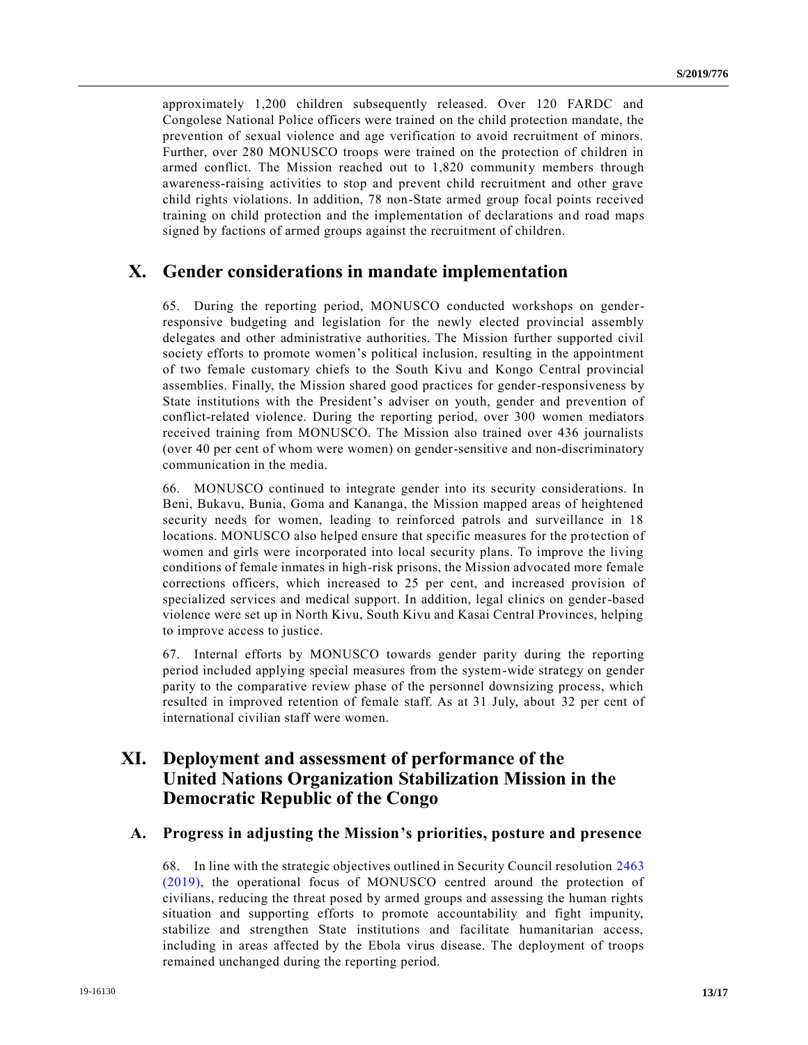approximately 1,200 children subsequently released. Over 120 FARDC and Congolese National Police officers were trained on the child protection mandate, the prevention of sexual violence and age verification to avoid recruitment of minors. Further, over 280 MONUSCO troops were trained on the protection of children in armed conflict. The Mission reached out to 1,820 community members through awareness-raising activities to stop and prevent child recruitment and other grave child rights violations. In addition, 78 non-State armed group focal points received training on child protection and the implementation of declarations and road maps signed by factions of armed groups against the recruitment of children.

# X. Gender considerations in mandate implementation

65. During the reporting period, MONUSCO conducted workshops on gender-responsive budgeting and legislation for the newly elected provincial assembly delegates and other administrative authorities. The Mission further supported civil society efforts to promote women's political inclusion, resulting in the appointment of two female customary chiefs to the South Kivu and Kongo Central provincial assemblies. Finally, the Mission shared good practices for gender-responsiveness by State institutions with the President's adviser on youth, gender and prevention of conflict-related violence. During the reporting period, over 300 women mediators received training from MONUSCO. The Mission also trained over 436 journalists (over 40 per cent of whom were women) on gender-sensitive and non-discriminatory communication in the media.

66. MONUSCO continued to integrate gender into its security considerations. In Beni, Bukavu, Bunia, Goma and Kananga, the Mission mapped areas of heightened security needs for women, leading to reinforced patrols and surveillance in 18 locations. MONUSCO also helped ensure that specific measures for the protection of women and girls were incorporated into local security plans. To improve the living conditions of female inmates in high-risk prisons, the Mission advocated more female corrections officers, which increased to 25 per cent, and increased provision of specialized services and medical support. In addition, legal clinics on gender-based violence were set up in North Kivu, South Kivu and Kasai Central Provinces, helping to improve access to justice.

67. Internal efforts by MONUSCO towards gender parity during the reporting period included applying special measures from the system-wide strategy on gender parity to the comparative review phase of the personnel downsizing process, which resulted in improved retention of female staff. As at 31 July, about 32 per cent of international civilian staff were women.

# XI. Deployment and assessment of performance of the United Nations Organization Stabilization Mission in the Democratic Republic of the Congo

## A. Progress in adjusting the Mission's priorities, posture and presence

68. In line with the strategic objectives outlined in Security Council resolution 2463 (2019), the operational focus of MONUSCO centred around the protection of civilians, reducing the threat posed by armed groups and assessing the human rights situation and supporting efforts to promote accountability and fight impunity, stabilize and strengthen State institutions and facilitate humanitarian access, including in areas affected by the Ebola virus disease. The deployment of troops remained unchanged during the reporting period.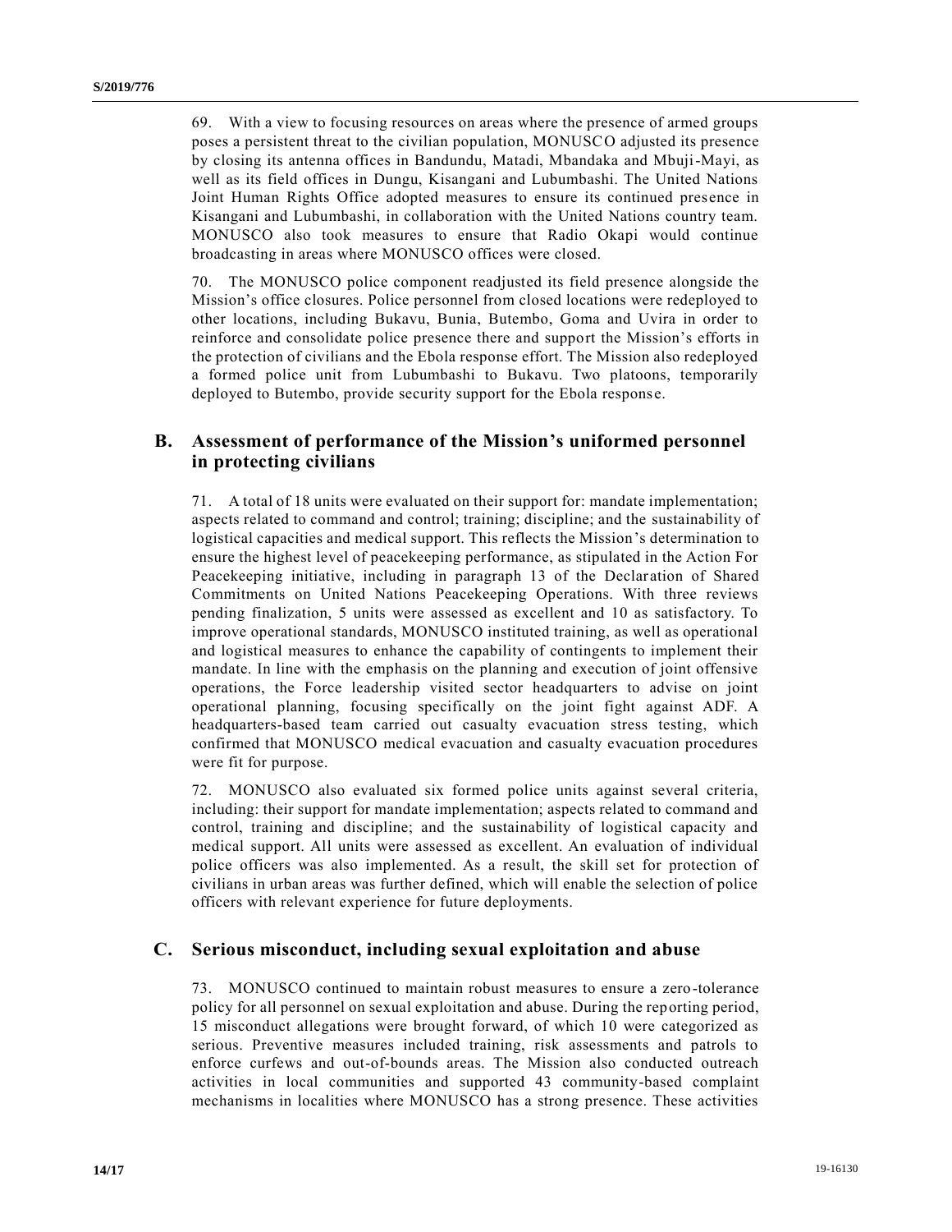69. With a view to focusing resources on areas where the presence of armed groups poses a persistent threat to the civilian population, MONUSCO adjusted its presence by closing its antenna offices in Bandundu, Matadi, Mbandaka and Mbuji-Mayi, as well as its field offices in Dungu, Kisangani and Lubumbashi. The United Nations Joint Human Rights Office adopted measures to ensure its continued presence in Kisangani and Lubumbashi, in collaboration with the United Nations country team. MONUSCO also took measures to ensure that Radio Okapi would continue broadcasting in areas where MONUSCO offices were closed.

70. The MONUSCO police component readjusted its field presence alongside the Mission's office closures. Police personnel from closed locations were redeployed to other locations, including Bukavu, Bunia, Butembo, Goma and Uvira in order to reinforce and consolidate police presence there and support the Mission's efforts in the protection of civilians and the Ebola response effort. The Mission also redeployed a formed police unit from Lubumbashi to Bukavu. Two platoons, temporarily deployed to Butembo, provide security support for the Ebola response.

## B. Assessment of performance of the Mission's uniformed personnel in protecting civilians

71. A total of 18 units were evaluated on their support for: mandate implementation; aspects related to command and control; training; discipline; and the sustainability of logistical capacities and medical support. This reflects the Mission's determination to ensure the highest level of peacekeeping performance, as stipulated in the Action For Peacekeeping initiative, including in paragraph 13 of the Declaration of Shared Commitments on United Nations Peacekeeping Operations. With three reviews pending finalization, 5 units were assessed as excellent and 10 as satisfactory. To improve operational standards, MONUSCO instituted training, as well as operational and logistical measures to enhance the capability of contingents to implement their mandate. In line with the emphasis on the planning and execution of joint offensive operations, the Force leadership visited sector headquarters to advise on joint operational planning, focusing specifically on the joint fight against ADF. A headquarters-based team carried out casualty evacuation stress testing, which confirmed that MONUSCO medical evacuation and casualty evacuation procedures were fit for purpose.

72. MONUSCO also evaluated six formed police units against several criteria, including: their support for mandate implementation; aspects related to command and control, training and discipline; and the sustainability of logistical capacity and medical support. All units were assessed as excellent. An evaluation of individual police officers was also implemented. As a result, the skill set for protection of civilians in urban areas was further defined, which will enable the selection of police officers with relevant experience for future deployments.

## C. Serious misconduct, including sexual exploitation and abuse

73. MONUSCO continued to maintain robust measures to ensure a zero-tolerance policy for all personnel on sexual exploitation and abuse. During the reporting period, 15 misconduct allegations were brought forward, of which 10 were categorized as serious. Preventive measures included training, risk assessments and patrols to enforce curfews and out-of-bounds areas. The Mission also conducted outreach activities in local communities and supported 43 community-based complaint mechanisms in localities where MONUSCO has a strong presence. These activities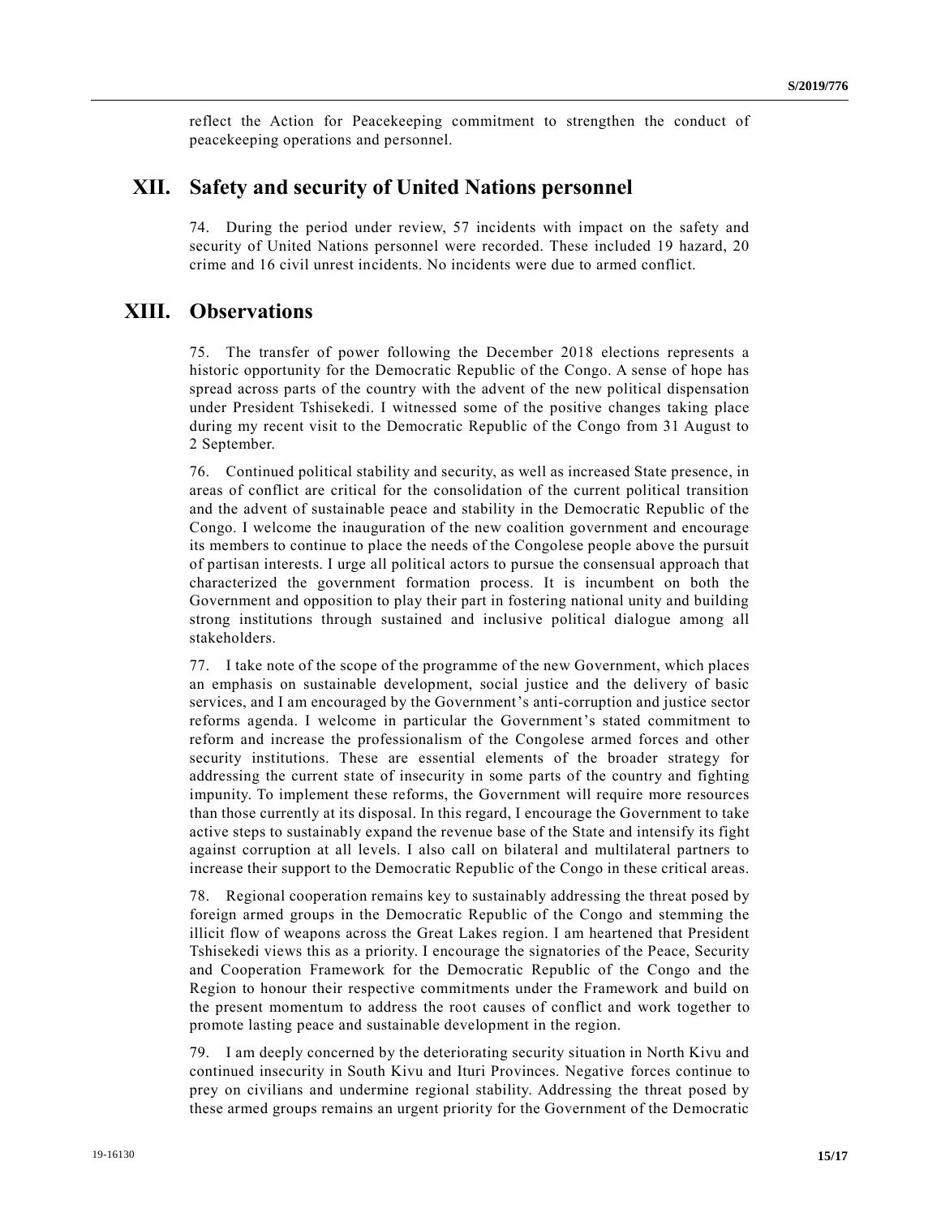reflect the Action for Peacekeeping commitment to strengthen the conduct of peacekeeping operations and personnel.

# XII. Safety and security of United Nations personnel

74. During the period under review, 57 incidents with impact on the safety and security of United Nations personnel were recorded. These included 19 hazard, 20 crime and 16 civil unrest incidents. No incidents were due to armed conflict.

# XIII. Observations

75. The transfer of power following the December 2018 elections represents a historic opportunity for the Democratic Republic of the Congo. A sense of hope has spread across parts of the country with the advent of the new political dispensation under President Tshisekedi. I witnessed some of the positive changes taking place during my recent visit to the Democratic Republic of the Congo from 31 August to 2 September.

76. Continued political stability and security, as well as increased State presence, in areas of conflict are critical for the consolidation of the current political transition and the advent of sustainable peace and stability in the Democratic Republic of the Congo. I welcome the inauguration of the new coalition government and encourage its members to continue to place the needs of the Congolese people above the pursuit of partisan interests. I urge all political actors to pursue the consensual approach that characterized the government formation process. It is incumbent on both the Government and opposition to play their part in fostering national unity and building strong institutions through sustained and inclusive political dialogue among all stakeholders.

77. I take note of the scope of the programme of the new Government, which places an emphasis on sustainable development, social justice and the delivery of basic services, and I am encouraged by the Government's anti-corruption and justice sector reforms agenda. I welcome in particular the Government's stated commitment to reform and increase the professionalism of the Congolese armed forces and other security institutions. These are essential elements of the broader strategy for addressing the current state of insecurity in some parts of the country and fighting impunity. To implement these reforms, the Government will require more resources than those currently at its disposal. In this regard, I encourage the Government to take active steps to sustainably expand the revenue base of the State and intensify its fight against corruption at all levels. I also call on bilateral and multilateral partners to increase their support to the Democratic Republic of the Congo in these critical areas.

78. Regional cooperation remains key to sustainably addressing the threat posed by foreign armed groups in the Democratic Republic of the Congo and stemming the illicit flow of weapons across the Great Lakes region. I am heartened that President Tshisekedi views this as a priority. I encourage the signatories of the Peace, Security and Cooperation Framework for the Democratic Republic of the Congo and the Region to honour their respective commitments under the Framework and build on the present momentum to address the root causes of conflict and work together to promote lasting peace and sustainable development in the region.

79. I am deeply concerned by the deteriorating security situation in North Kivu and continued insecurity in South Kivu and Ituri Provinces. Negative forces continue to prey on civilians and undermine regional stability. Addressing the threat posed by these armed groups remains an urgent priority for the Government of the Democratic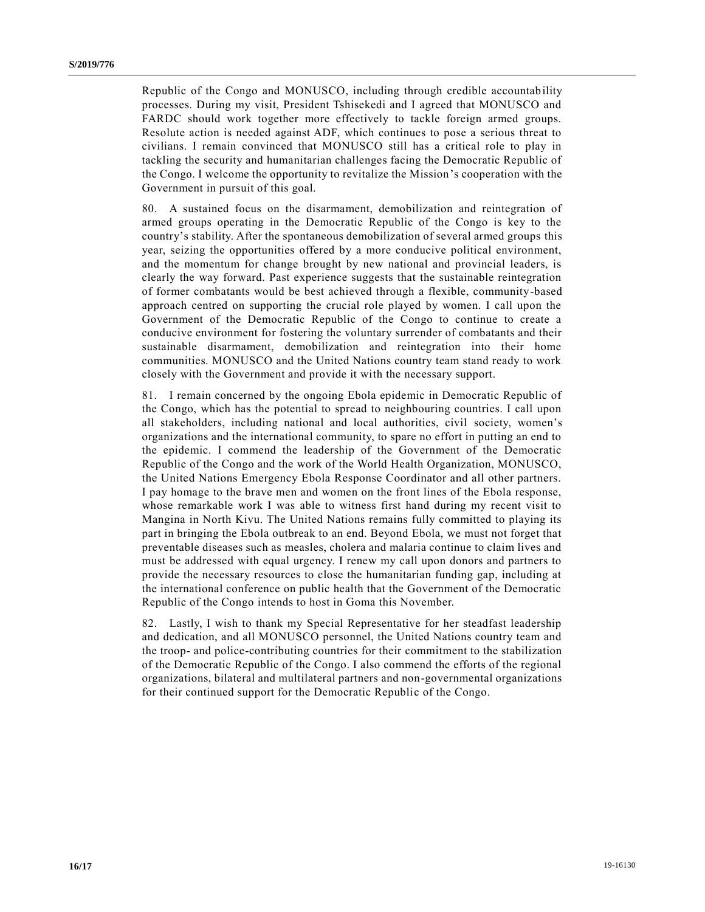Republic of the Congo and MONUSCO, including through credible accountability processes. During my visit, President Tshisekedi and I agreed that MONUSCO and FARDC should work together more effectively to tackle foreign armed groups. Resolute action is needed against ADF, which continues to pose a serious threat to civilians. I remain convinced that MONUSCO still has a critical role to play in tackling the security and humanitarian challenges facing the Democratic Republic of the Congo. I welcome the opportunity to revitalize the Mission's cooperation with the Government in pursuit of this goal.

80. A sustained focus on the disarmament, demobilization and reintegration of armed groups operating in the Democratic Republic of the Congo is key to the country's stability. After the spontaneous demobilization of several armed groups this year, seizing the opportunities offered by a more conducive political environment, and the momentum for change brought by new national and provincial leaders, is clearly the way forward. Past experience suggests that the sustainable reintegration of former combatants would be best achieved through a flexible, community-based approach centred on supporting the crucial role played by women. I call upon the Government of the Democratic Republic of the Congo to continue to create a conducive environment for fostering the voluntary surrender of combatants and their sustainable disarmament, demobilization and reintegration into their home communities. MONUSCO and the United Nations country team stand ready to work closely with the Government and provide it with the necessary support.

81. I remain concerned by the ongoing Ebola epidemic in Democratic Republic of the Congo, which has the potential to spread to neighbouring countries. I call upon all stakeholders, including national and local authorities, civil society, women's organizations and the international community, to spare no effort in putting an end to the epidemic. I commend the leadership of the Government of the Democratic Republic of the Congo and the work of the World Health Organization, MONUSCO, the United Nations Emergency Ebola Response Coordinator and all other partners. I pay homage to the brave men and women on the front lines of the Ebola response, whose remarkable work I was able to witness first hand during my recent visit to Mangina in North Kivu. The United Nations remains fully committed to playing its part in bringing the Ebola outbreak to an end. Beyond Ebola, we must not forget that preventable diseases such as measles, cholera and malaria continue to claim lives and must be addressed with equal urgency. I renew my call upon donors and partners to provide the necessary resources to close the humanitarian funding gap, including at the international conference on public health that the Government of the Democratic Republic of the Congo intends to host in Goma this November.

82. Lastly, I wish to thank my Special Representative for her steadfast leadership and dedication, and all MONUSCO personnel, the United Nations country team and the troop- and police-contributing countries for their commitment to the stabilization of the Democratic Republic of the Congo. I also commend the efforts of the regional organizations, bilateral and multilateral partners and non-governmental organizations for their continued support for the Democratic Republic of the Congo.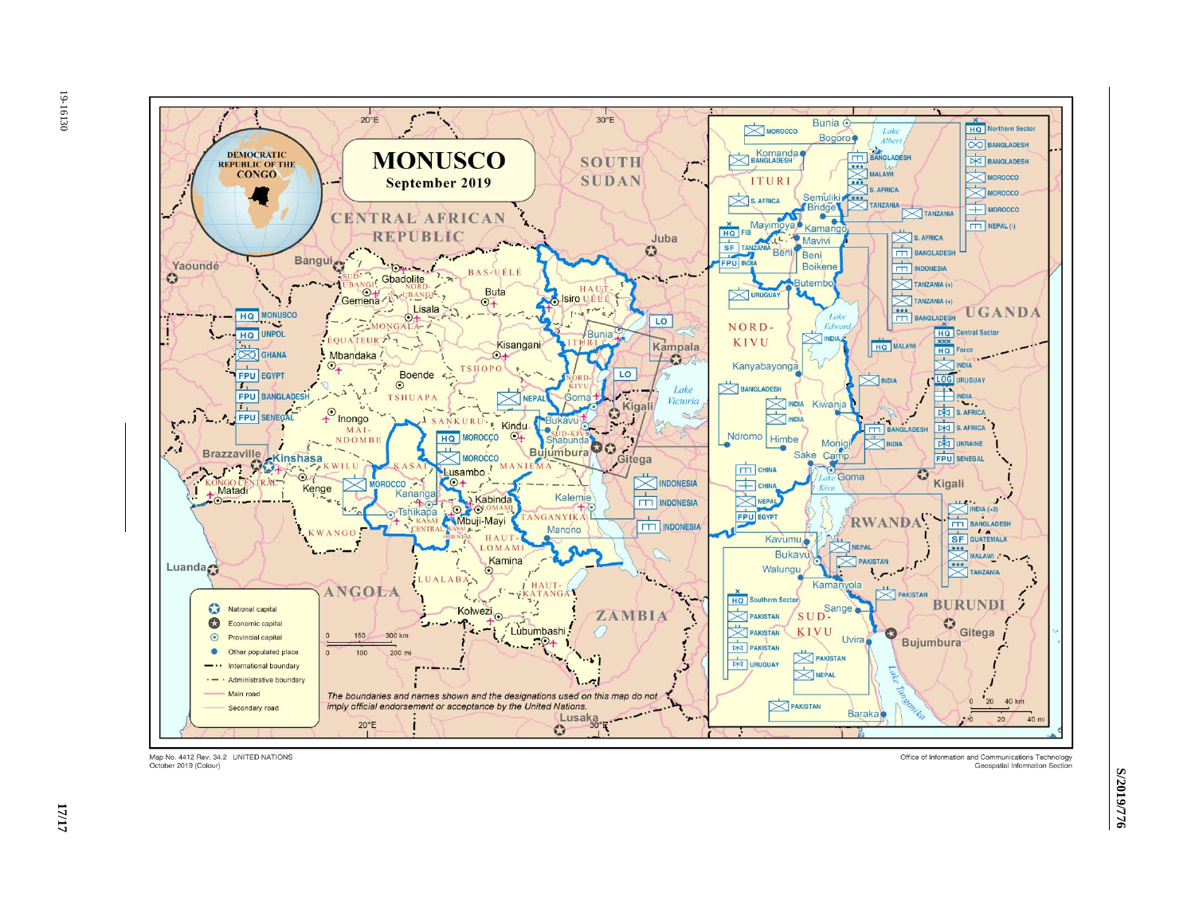MONUSCO

September 2019

The boundaries and names shown and the designations used on this map do not imply official endorsement or acceptance by the United Nations.

Map No. 4412 Rev. 34.2 UNITED NATIONS
October 2019 (Colour)

Office of Information and Communications Technology
Geospatial Information Section